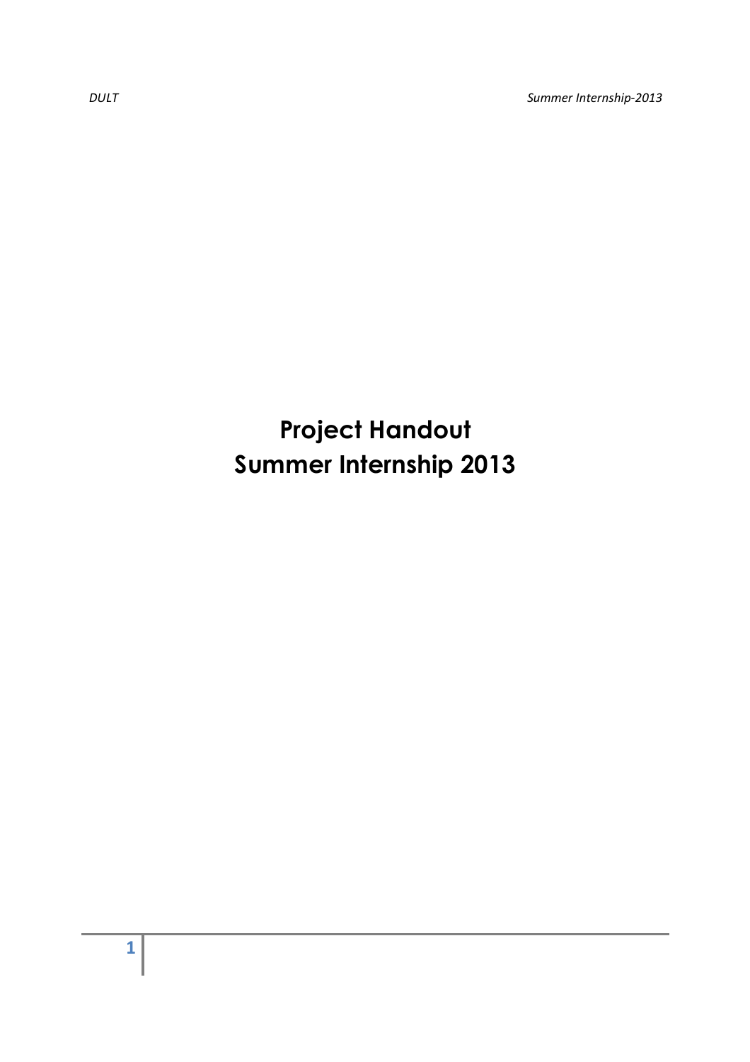# Project Handout
# Summer Internship 2013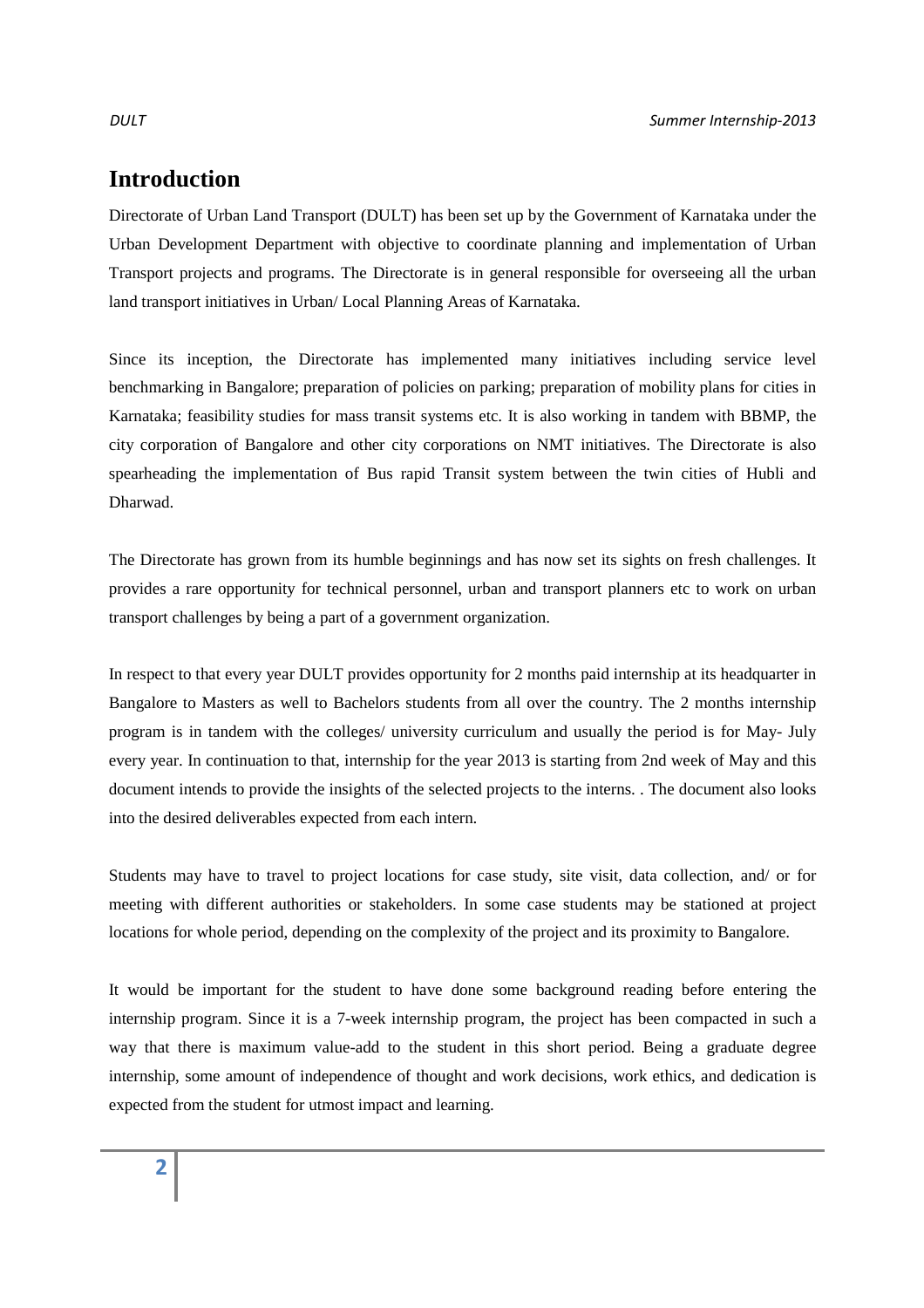# Introduction

Directorate of Urban Land Transport (DULT) has been set up by the Government of Karnataka under the Urban Development Department with objective to coordinate planning and implementation of Urban Transport projects and programs. The Directorate is in general responsible for overseeing all the urban land transport initiatives in Urban/ Local Planning Areas of Karnataka.

Since its inception, the Directorate has implemented many initiatives including service level benchmarking in Bangalore; preparation of policies on parking; preparation of mobility plans for cities in Karnataka; feasibility studies for mass transit systems etc. It is also working in tandem with BBMP, the city corporation of Bangalore and other city corporations on NMT initiatives. The Directorate is also spearheading the implementation of Bus rapid Transit system between the twin cities of Hubli and Dharwad.

The Directorate has grown from its humble beginnings and has now set its sights on fresh challenges. It provides a rare opportunity for technical personnel, urban and transport planners etc to work on urban transport challenges by being a part of a government organization.

In respect to that every year DULT provides opportunity for 2 months paid internship at its headquarter in Bangalore to Masters as well to Bachelors students from all over the country. The 2 months internship program is in tandem with the colleges/ university curriculum and usually the period is for May- July every year. In continuation to that, internship for the year 2013 is starting from 2nd week of May and this document intends to provide the insights of the selected projects to the interns. . The document also looks into the desired deliverables expected from each intern.

Students may have to travel to project locations for case study, site visit, data collection, and/ or for meeting with different authorities or stakeholders. In some case students may be stationed at project locations for whole period, depending on the complexity of the project and its proximity to Bangalore.

It would be important for the student to have done some background reading before entering the internship program. Since it is a 7-week internship program, the project has been compacted in such a way that there is maximum value-add to the student in this short period. Being a graduate degree internship, some amount of independence of thought and work decisions, work ethics, and dedication is expected from the student for utmost impact and learning.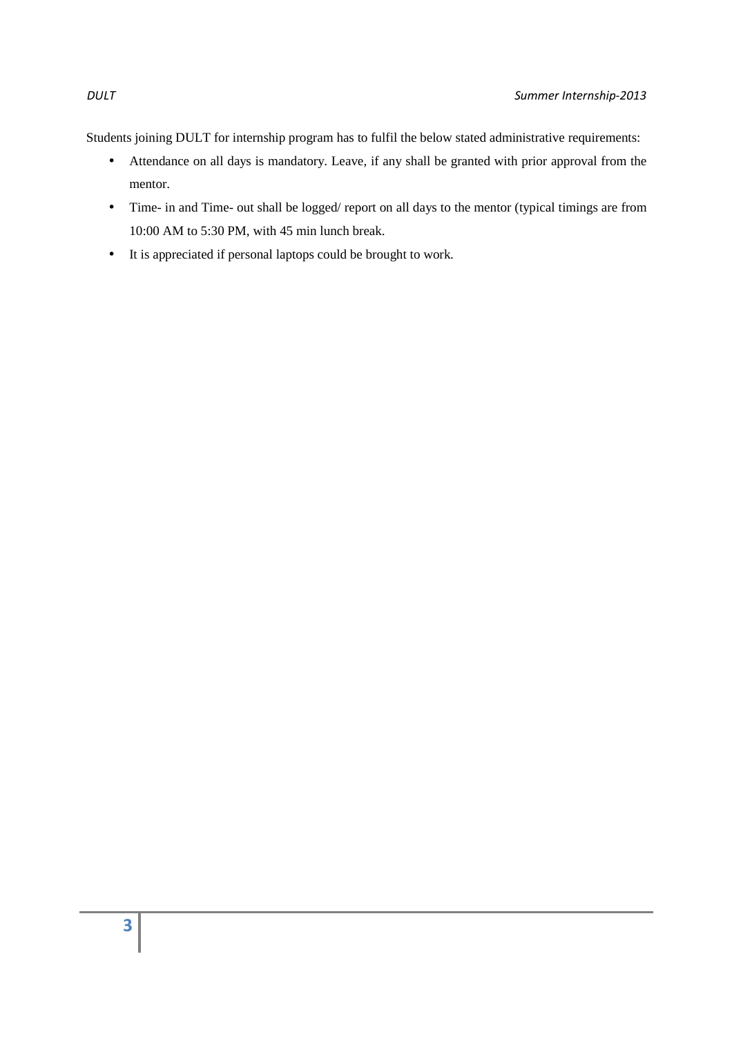Students joining DULT for internship program has to fulfil the below stated administrative requirements:

- Attendance on all days is mandatory. Leave, if any shall be granted with prior approval from the mentor.
- Time- in and Time- out shall be logged/ report on all days to the mentor (typical timings are from 10:00 AM to 5:30 PM, with 45 min lunch break.
- It is appreciated if personal laptops could be brought to work.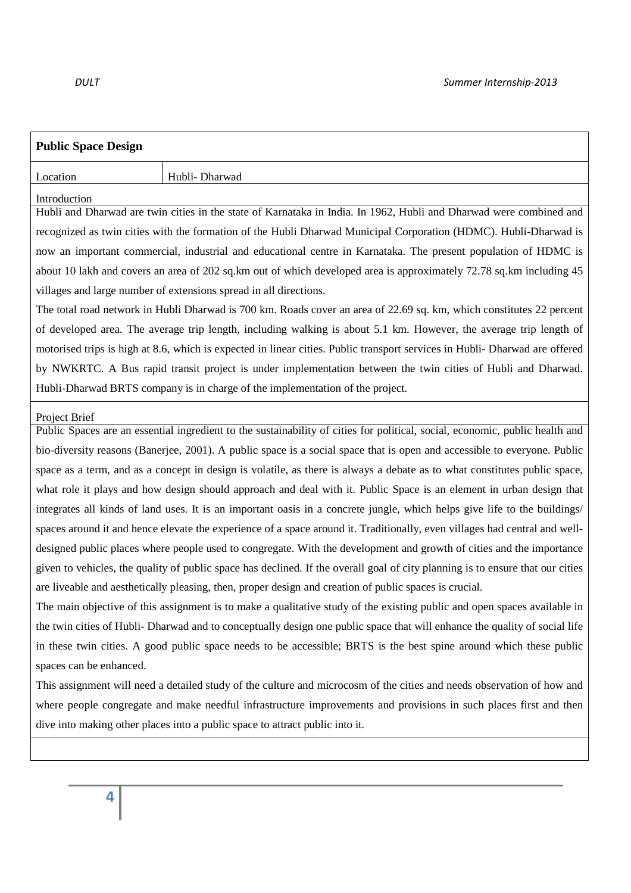## Public Space Design

| Location | Hubli- Dharwad |
|---|---|

### Introduction

Hubli and Dharwad are twin cities in the state of Karnataka in India. In 1962, Hubli and Dharwad were combined and recognized as twin cities with the formation of the Hubli Dharwad Municipal Corporation (HDMC). Hubli-Dharwad is now an important commercial, industrial and educational centre in Karnataka. The present population of HDMC is about 10 lakh and covers an area of 202 sq.km out of which developed area is approximately 72.78 sq.km including 45 villages and large number of extensions spread in all directions.

The total road network in Hubli Dharwad is 700 km. Roads cover an area of 22.69 sq. km, which constitutes 22 percent of developed area. The average trip length, including walking is about 5.1 km. However, the average trip length of motorised trips is high at 8.6, which is expected in linear cities. Public transport services in Hubli- Dharwad are offered by NWKRTC. A Bus rapid transit project is under implementation between the twin cities of Hubli and Dharwad. Hubli-Dharwad BRTS company is in charge of the implementation of the project.

### Project Brief

Public Spaces are an essential ingredient to the sustainability of cities for political, social, economic, public health and bio-diversity reasons (Banerjee, 2001). A public space is a social space that is open and accessible to everyone. Public space as a term, and as a concept in design is volatile, as there is always a debate as to what constitutes public space, what role it plays and how design should approach and deal with it. Public Space is an element in urban design that integrates all kinds of land uses. It is an important oasis in a concrete jungle, which helps give life to the buildings/ spaces around it and hence elevate the experience of a space around it. Traditionally, even villages had central and well-designed public places where people used to congregate. With the development and growth of cities and the importance given to vehicles, the quality of public space has declined. If the overall goal of city planning is to ensure that our cities are liveable and aesthetically pleasing, then, proper design and creation of public spaces is crucial.

The main objective of this assignment is to make a qualitative study of the existing public and open spaces available in the twin cities of Hubli- Dharwad and to conceptually design one public space that will enhance the quality of social life in these twin cities. A good public space needs to be accessible; BRTS is the best spine around which these public spaces can be enhanced.

This assignment will need a detailed study of the culture and microcosm of the cities and needs observation of how and where people congregate and make needful infrastructure improvements and provisions in such places first and then dive into making other places into a public space to attract public into it.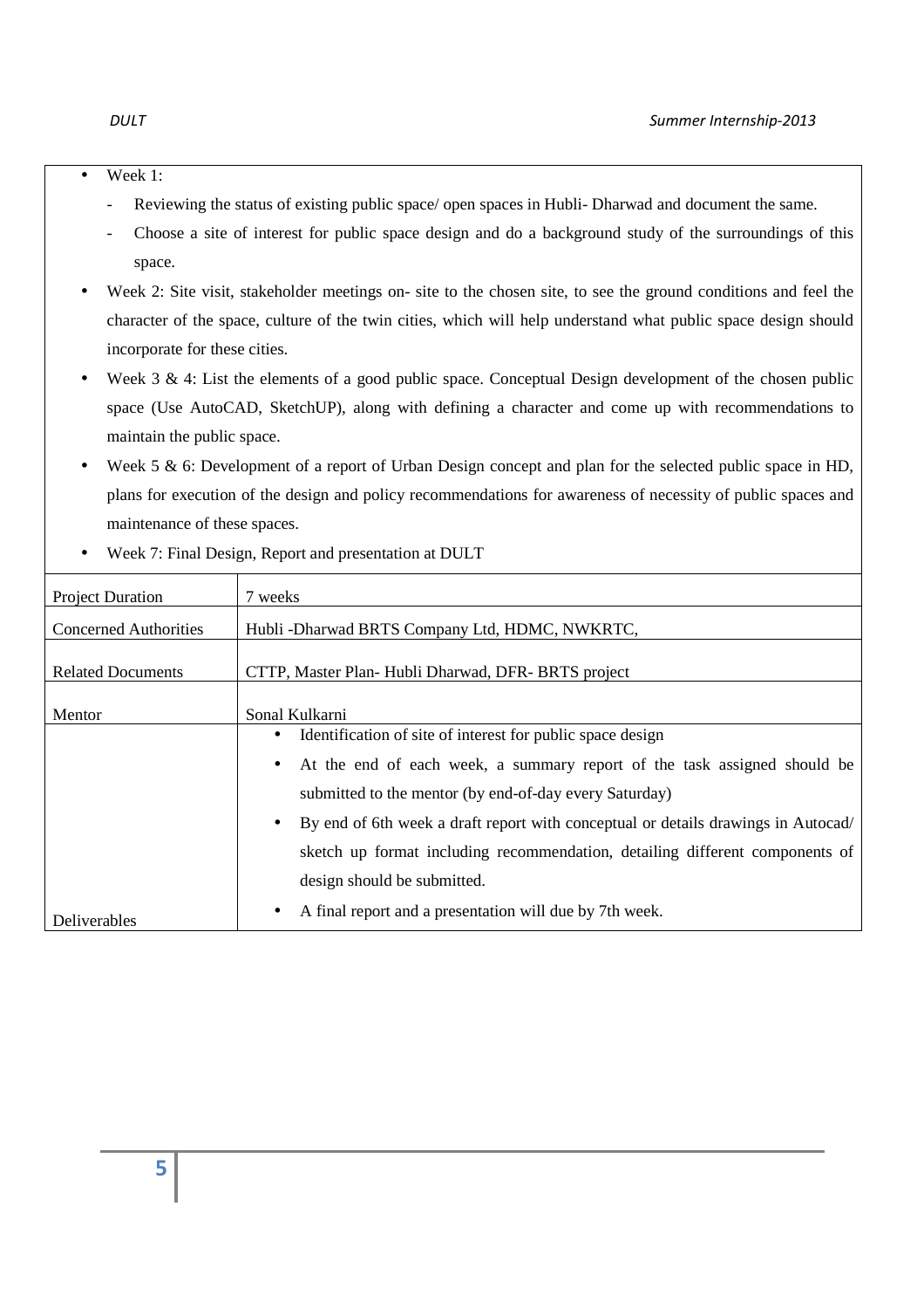- Week 1:
  - Reviewing the status of existing public space/ open spaces in Hubli- Dharwad and document the same.
  - Choose a site of interest for public space design and do a background study of the surroundings of this space.
- Week 2: Site visit, stakeholder meetings on- site to the chosen site, to see the ground conditions and feel the character of the space, culture of the twin cities, which will help understand what public space design should incorporate for these cities.
- Week 3 & 4: List the elements of a good public space. Conceptual Design development of the chosen public space (Use AutoCAD, SketchUP), along with defining a character and come up with recommendations to maintain the public space.
- Week 5 & 6: Development of a report of Urban Design concept and plan for the selected public space in HD, plans for execution of the design and policy recommendations for awareness of necessity of public spaces and maintenance of these spaces.
- Week 7: Final Design, Report and presentation at DULT

| | |
|---|---|
| Project Duration | 7 weeks |
| Concerned Authorities | Hubli -Dharwad BRTS Company Ltd, HDMC, NWKRTC, |
| Related Documents | CTTP, Master Plan- Hubli Dharwad, DFR- BRTS project |
| Mentor | Sonal Kulkarni |
| Deliverables | • Identification of site of interest for public space design<br>• At the end of each week, a summary report of the task assigned should be submitted to the mentor (by end-of-day every Saturday)<br>• By end of 6th week a draft report with conceptual or details drawings in Autocad/ sketch up format including recommendation, detailing different components of design should be submitted.<br>• A final report and a presentation will due by 7th week. |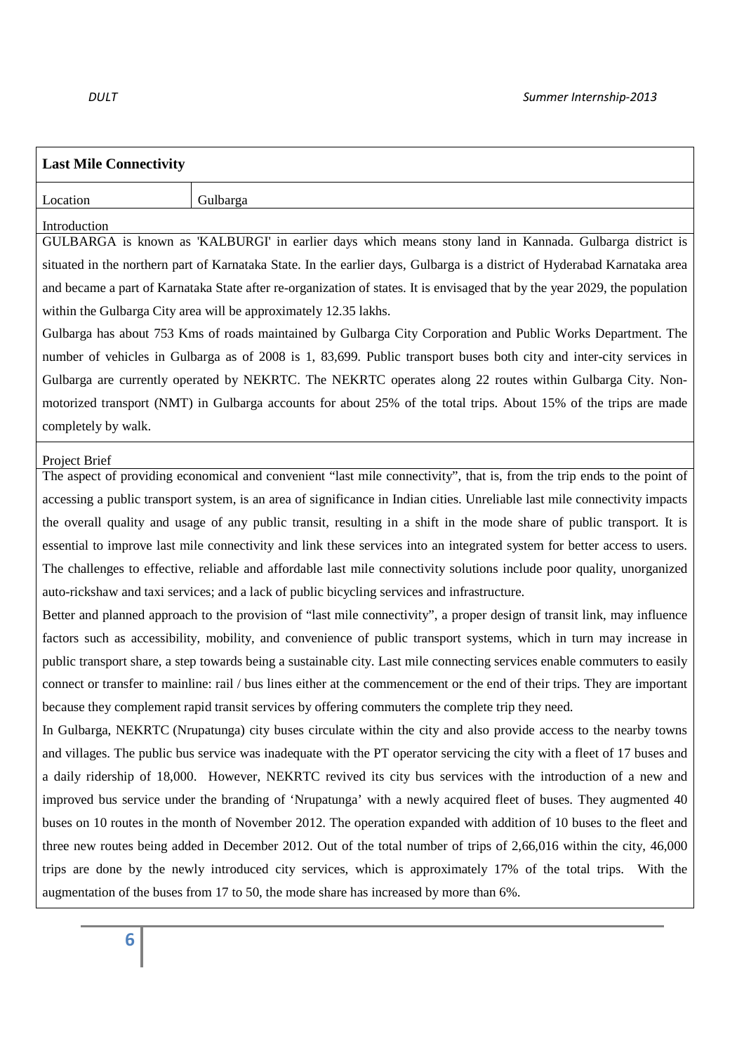## Last Mile Connectivity

| Location | Gulbarga |
|---|---|

### Introduction

GULBARGA is known as 'KALBURGI' in earlier days which means stony land in Kannada. Gulbarga district is situated in the northern part of Karnataka State. In the earlier days, Gulbarga is a district of Hyderabad Karnataka area and became a part of Karnataka State after re-organization of states. It is envisaged that by the year 2029, the population within the Gulbarga City area will be approximately 12.35 lakhs.

Gulbarga has about 753 Kms of roads maintained by Gulbarga City Corporation and Public Works Department. The number of vehicles in Gulbarga as of 2008 is 1, 83,699. Public transport buses both city and inter-city services in Gulbarga are currently operated by NEKRTC. The NEKRTC operates along 22 routes within Gulbarga City. Non-motorized transport (NMT) in Gulbarga accounts for about 25% of the total trips. About 15% of the trips are made completely by walk.

### Project Brief

The aspect of providing economical and convenient "last mile connectivity", that is, from the trip ends to the point of accessing a public transport system, is an area of significance in Indian cities. Unreliable last mile connectivity impacts the overall quality and usage of any public transit, resulting in a shift in the mode share of public transport. It is essential to improve last mile connectivity and link these services into an integrated system for better access to users. The challenges to effective, reliable and affordable last mile connectivity solutions include poor quality, unorganized auto-rickshaw and taxi services; and a lack of public bicycling services and infrastructure.

Better and planned approach to the provision of "last mile connectivity", a proper design of transit link, may influence factors such as accessibility, mobility, and convenience of public transport systems, which in turn may increase in public transport share, a step towards being a sustainable city. Last mile connecting services enable commuters to easily connect or transfer to mainline: rail / bus lines either at the commencement or the end of their trips. They are important because they complement rapid transit services by offering commuters the complete trip they need.

In Gulbarga, NEKRTC (Nrupatunga) city buses circulate within the city and also provide access to the nearby towns and villages. The public bus service was inadequate with the PT operator servicing the city with a fleet of 17 buses and a daily ridership of 18,000. However, NEKRTC revived its city bus services with the introduction of a new and improved bus service under the branding of 'Nrupatunga' with a newly acquired fleet of buses. They augmented 40 buses on 10 routes in the month of November 2012. The operation expanded with addition of 10 buses to the fleet and three new routes being added in December 2012. Out of the total number of trips of 2,66,016 within the city, 46,000 trips are done by the newly introduced city services, which is approximately 17% of the total trips. With the augmentation of the buses from 17 to 50, the mode share has increased by more than 6%.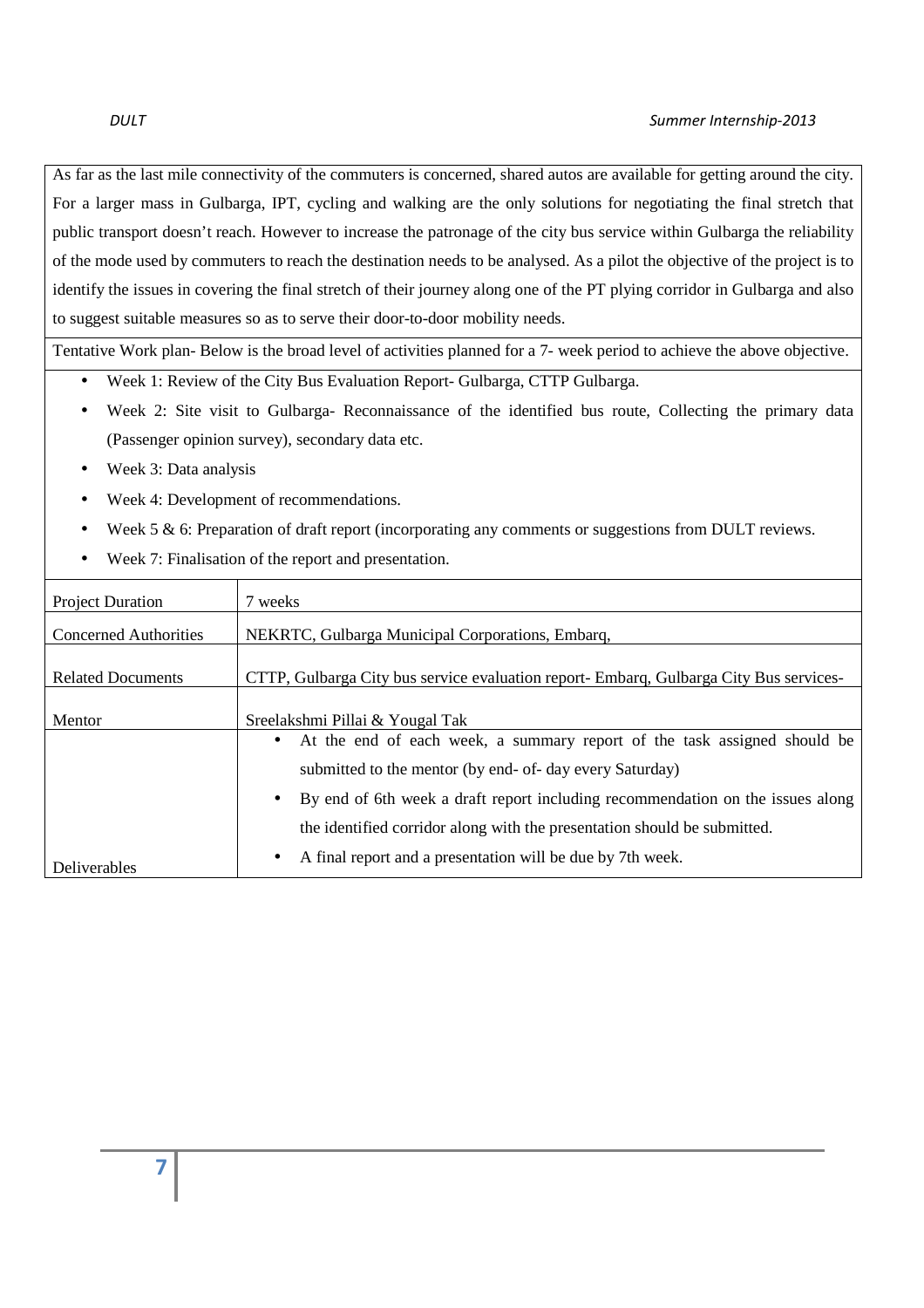As far as the last mile connectivity of the commuters is concerned, shared autos are available for getting around the city. For a larger mass in Gulbarga, IPT, cycling and walking are the only solutions for negotiating the final stretch that public transport doesn't reach. However to increase the patronage of the city bus service within Gulbarga the reliability of the mode used by commuters to reach the destination needs to be analysed. As a pilot the objective of the project is to identify the issues in covering the final stretch of their journey along one of the PT plying corridor in Gulbarga and also to suggest suitable measures so as to serve their door-to-door mobility needs.

Tentative Work plan- Below is the broad level of activities planned for a 7- week period to achieve the above objective.

- Week 1: Review of the City Bus Evaluation Report- Gulbarga, CTTP Gulbarga.
- Week 2: Site visit to Gulbarga- Reconnaissance of the identified bus route, Collecting the primary data (Passenger opinion survey), secondary data etc.
- Week 3: Data analysis
- Week 4: Development of recommendations.
- Week 5 & 6: Preparation of draft report (incorporating any comments or suggestions from DULT reviews.
- Week 7: Finalisation of the report and presentation.

| | |
|---|---|
| Project Duration | 7 weeks |
| Concerned Authorities | NEKRTC, Gulbarga Municipal Corporations, Embarq, |
| Related Documents | CTTP, Gulbarga City bus service evaluation report- Embarq, Gulbarga City Bus services- |
| Mentor | Sreelakshmi Pillai & Yougal Tak |
| Deliverables | • At the end of each week, a summary report of the task assigned should be submitted to the mentor (by end- of- day every Saturday)<br>• By end of 6th week a draft report including recommendation on the issues along the identified corridor along with the presentation should be submitted.<br>• A final report and a presentation will be due by 7th week. |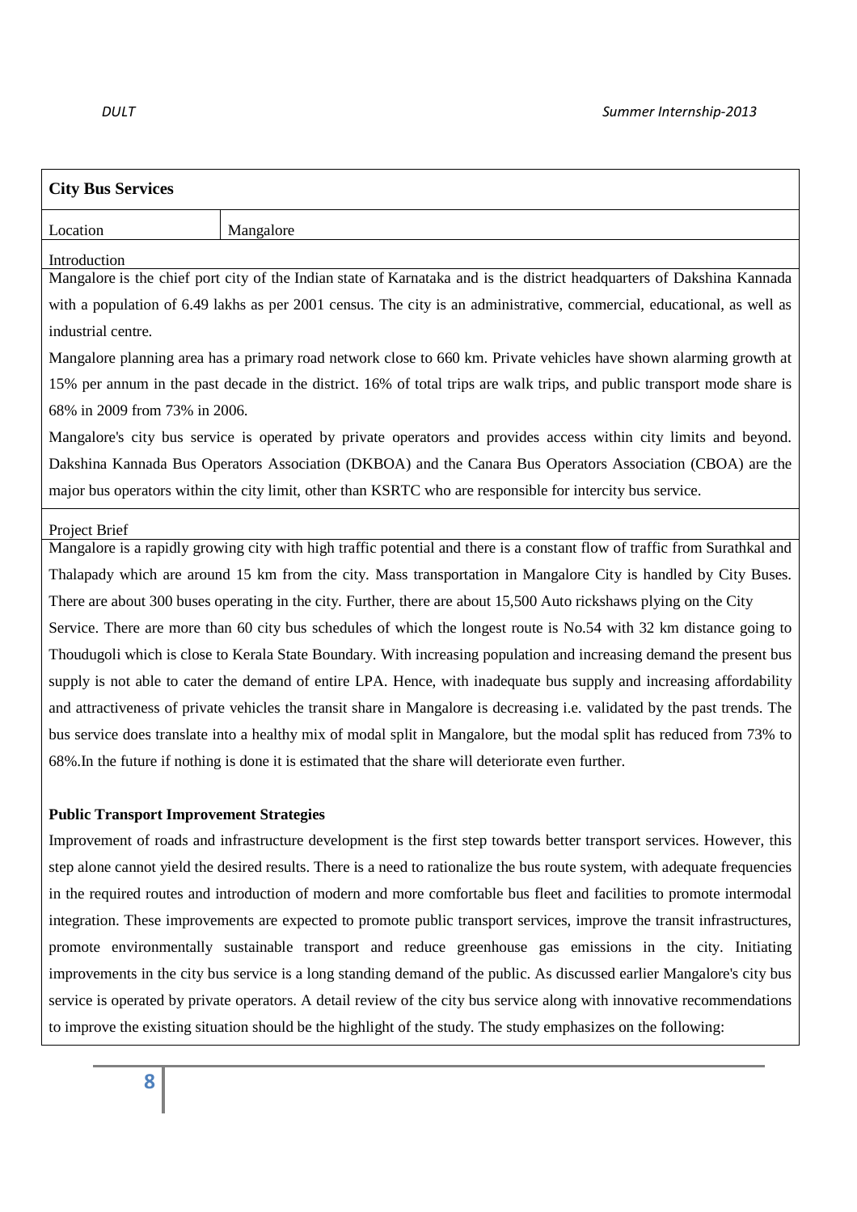**City Bus Services**

| Location | Mangalore |
| --- | --- |

Introduction

Mangalore is the chief port city of the Indian state of Karnataka and is the district headquarters of Dakshina Kannada with a population of 6.49 lakhs as per 2001 census. The city is an administrative, commercial, educational, as well as industrial centre.

Mangalore planning area has a primary road network close to 660 km. Private vehicles have shown alarming growth at 15% per annum in the past decade in the district. 16% of total trips are walk trips, and public transport mode share is 68% in 2009 from 73% in 2006.

Mangalore's city bus service is operated by private operators and provides access within city limits and beyond. Dakshina Kannada Bus Operators Association (DKBOA) and the Canara Bus Operators Association (CBOA) are the major bus operators within the city limit, other than KSRTC who are responsible for intercity bus service.

Project Brief

Mangalore is a rapidly growing city with high traffic potential and there is a constant flow of traffic from Surathkal and Thalapady which are around 15 km from the city. Mass transportation in Mangalore City is handled by City Buses. There are about 300 buses operating in the city. Further, there are about 15,500 Auto rickshaws plying on the City Service. There are more than 60 city bus schedules of which the longest route is No.54 with 32 km distance going to Thoudugoli which is close to Kerala State Boundary. With increasing population and increasing demand the present bus supply is not able to cater the demand of entire LPA. Hence, with inadequate bus supply and increasing affordability and attractiveness of private vehicles the transit share in Mangalore is decreasing i.e. validated by the past trends. The bus service does translate into a healthy mix of modal split in Mangalore, but the modal split has reduced from 73% to 68%.In the future if nothing is done it is estimated that the share will deteriorate even further.

**Public Transport Improvement Strategies**

Improvement of roads and infrastructure development is the first step towards better transport services. However, this step alone cannot yield the desired results. There is a need to rationalize the bus route system, with adequate frequencies in the required routes and introduction of modern and more comfortable bus fleet and facilities to promote intermodal integration. These improvements are expected to promote public transport services, improve the transit infrastructures, promote environmentally sustainable transport and reduce greenhouse gas emissions in the city. Initiating improvements in the city bus service is a long standing demand of the public. As discussed earlier Mangalore's city bus service is operated by private operators. A detail review of the city bus service along with innovative recommendations to improve the existing situation should be the highlight of the study. The study emphasizes on the following: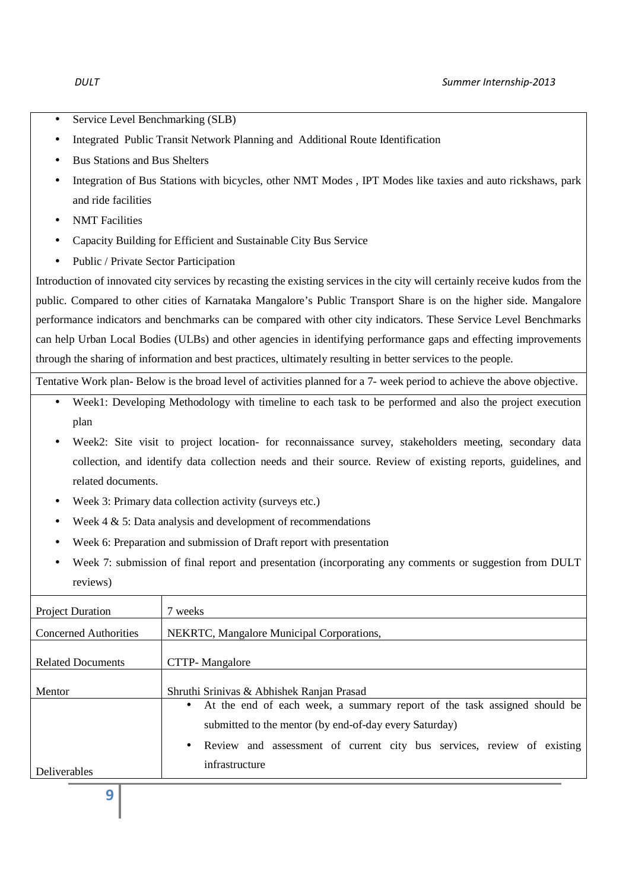- Service Level Benchmarking (SLB)
- Integrated Public Transit Network Planning and Additional Route Identification
- Bus Stations and Bus Shelters
- Integration of Bus Stations with bicycles, other NMT Modes , IPT Modes like taxies and auto rickshaws, park and ride facilities
- NMT Facilities
- Capacity Building for Efficient and Sustainable City Bus Service
- Public / Private Sector Participation

Introduction of innovated city services by recasting the existing services in the city will certainly receive kudos from the public. Compared to other cities of Karnataka Mangalore's Public Transport Share is on the higher side. Mangalore performance indicators and benchmarks can be compared with other city indicators. These Service Level Benchmarks can help Urban Local Bodies (ULBs) and other agencies in identifying performance gaps and effecting improvements through the sharing of information and best practices, ultimately resulting in better services to the people.

Tentative Work plan- Below is the broad level of activities planned for a 7- week period to achieve the above objective.

- Week1: Developing Methodology with timeline to each task to be performed and also the project execution plan
- Week2: Site visit to project location- for reconnaissance survey, stakeholders meeting, secondary data collection, and identify data collection needs and their source. Review of existing reports, guidelines, and related documents.
- Week 3: Primary data collection activity (surveys etc.)
- Week 4 & 5: Data analysis and development of recommendations
- Week 6: Preparation and submission of Draft report with presentation
- Week 7: submission of final report and presentation (incorporating any comments or suggestion from DULT reviews)

| | |
|---|---|
| Project Duration | 7 weeks |
| Concerned Authorities | NEKRTC, Mangalore Municipal Corporations, |
| Related Documents | CTTP- Mangalore |
| Mentor | Shruthi Srinivas & Abhishek Ranjan Prasad |
| Deliverables | • At the end of each week, a summary report of the task assigned should be submitted to the mentor (by end-of-day every Saturday)<br>• Review and assessment of current city bus services, review of existing infrastructure |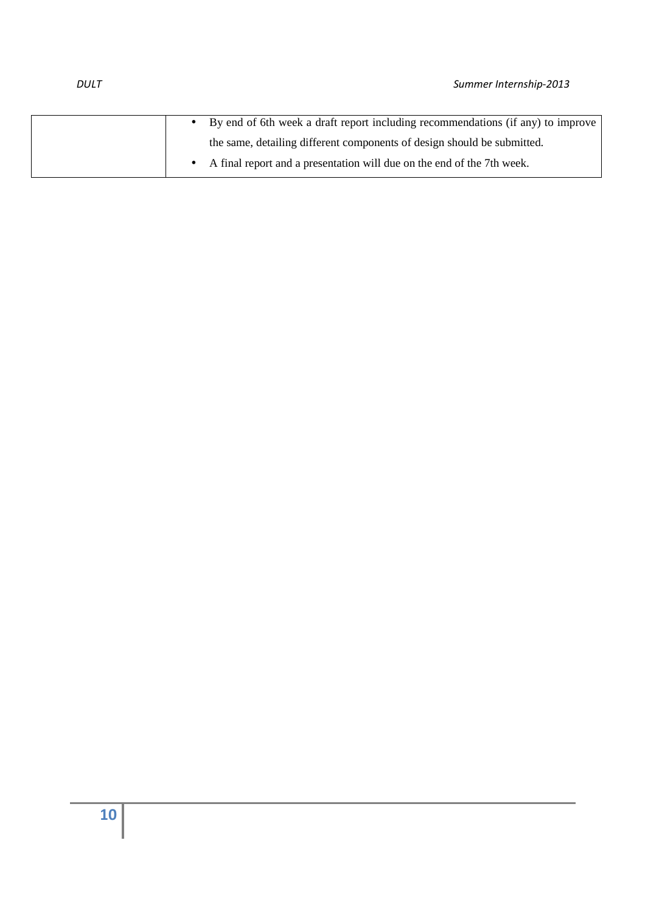|  |  |
| --- | --- |
|  | • By end of 6th week a draft report including recommendations (if any) to improve the same, detailing different components of design should be submitted.<br>• A final report and a presentation will due on the end of the 7th week. |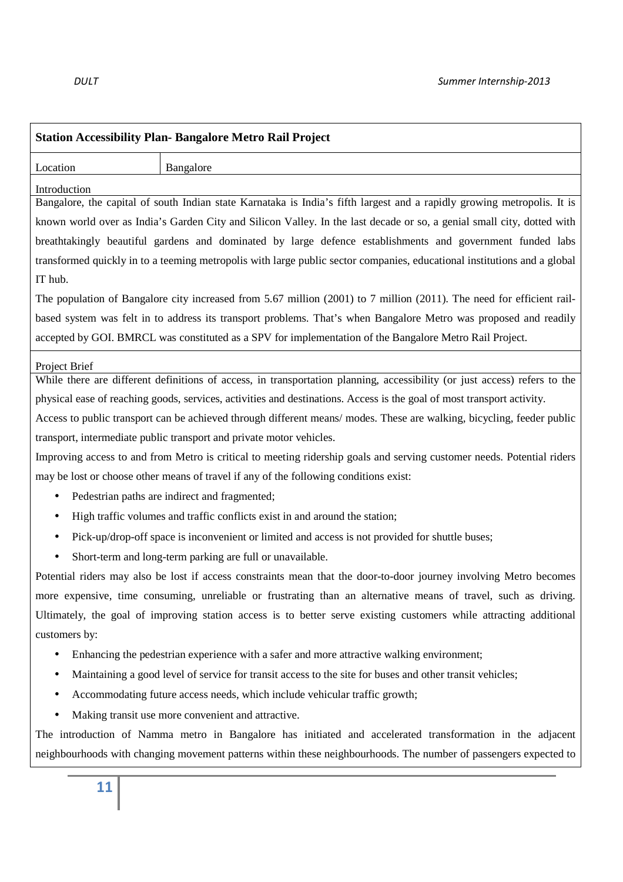**Station Accessibility Plan- Bangalore Metro Rail Project**

| Location | Bangalore |
| --- | --- |

Introduction

Bangalore, the capital of south Indian state Karnataka is India's fifth largest and a rapidly growing metropolis. It is known world over as India's Garden City and Silicon Valley. In the last decade or so, a genial small city, dotted with breathtakingly beautiful gardens and dominated by large defence establishments and government funded labs transformed quickly in to a teeming metropolis with large public sector companies, educational institutions and a global IT hub.

The population of Bangalore city increased from 5.67 million (2001) to 7 million (2011). The need for efficient rail-based system was felt in to address its transport problems. That's when Bangalore Metro was proposed and readily accepted by GOI. BMRCL was constituted as a SPV for implementation of the Bangalore Metro Rail Project.

Project Brief

While there are different definitions of access, in transportation planning, accessibility (or just access) refers to the physical ease of reaching goods, services, activities and destinations. Access is the goal of most transport activity.

Access to public transport can be achieved through different means/ modes. These are walking, bicycling, feeder public transport, intermediate public transport and private motor vehicles.

Improving access to and from Metro is critical to meeting ridership goals and serving customer needs. Potential riders may be lost or choose other means of travel if any of the following conditions exist:

- Pedestrian paths are indirect and fragmented;
- High traffic volumes and traffic conflicts exist in and around the station;
- Pick-up/drop-off space is inconvenient or limited and access is not provided for shuttle buses;
- Short-term and long-term parking are full or unavailable.

Potential riders may also be lost if access constraints mean that the door-to-door journey involving Metro becomes more expensive, time consuming, unreliable or frustrating than an alternative means of travel, such as driving. Ultimately, the goal of improving station access is to better serve existing customers while attracting additional customers by:

- Enhancing the pedestrian experience with a safer and more attractive walking environment;
- Maintaining a good level of service for transit access to the site for buses and other transit vehicles;
- Accommodating future access needs, which include vehicular traffic growth;
- Making transit use more convenient and attractive.

The introduction of Namma metro in Bangalore has initiated and accelerated transformation in the adjacent neighbourhoods with changing movement patterns within these neighbourhoods. The number of passengers expected to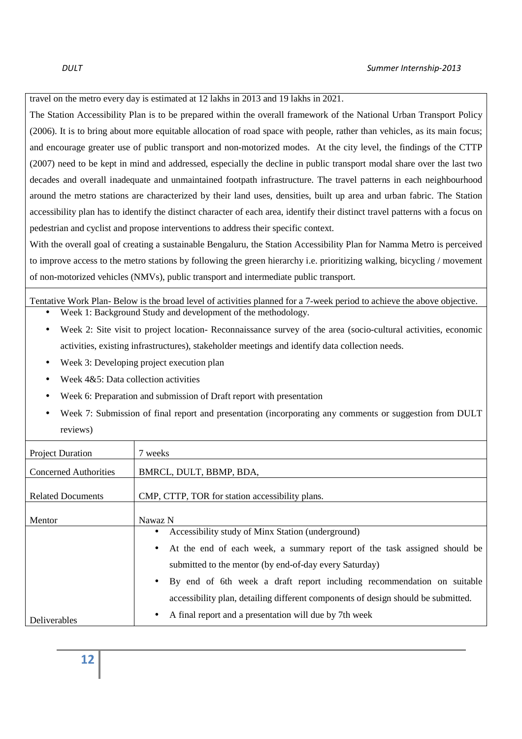travel on the metro every day is estimated at 12 lakhs in 2013 and 19 lakhs in 2021.

The Station Accessibility Plan is to be prepared within the overall framework of the National Urban Transport Policy (2006). It is to bring about more equitable allocation of road space with people, rather than vehicles, as its main focus; and encourage greater use of public transport and non-motorized modes. At the city level, the findings of the CTTP (2007) need to be kept in mind and addressed, especially the decline in public transport modal share over the last two decades and overall inadequate and unmaintained footpath infrastructure. The travel patterns in each neighbourhood around the metro stations are characterized by their land uses, densities, built up area and urban fabric. The Station accessibility plan has to identify the distinct character of each area, identify their distinct travel patterns with a focus on pedestrian and cyclist and propose interventions to address their specific context.

With the overall goal of creating a sustainable Bengaluru, the Station Accessibility Plan for Namma Metro is perceived to improve access to the metro stations by following the green hierarchy i.e. prioritizing walking, bicycling / movement of non-motorized vehicles (NMVs), public transport and intermediate public transport.

Tentative Work Plan- Below is the broad level of activities planned for a 7-week period to achieve the above objective.

- Week 1: Background Study and development of the methodology.
- Week 2: Site visit to project location- Reconnaissance survey of the area (socio-cultural activities, economic activities, existing infrastructures), stakeholder meetings and identify data collection needs.
- Week 3: Developing project execution plan
- Week 4&5: Data collection activities
- Week 6: Preparation and submission of Draft report with presentation
- Week 7: Submission of final report and presentation (incorporating any comments or suggestion from DULT reviews)

| | |
|---|---|
| Project Duration | 7 weeks |
| Concerned Authorities | BMRCL, DULT, BBMP, BDA, |
| Related Documents | CMP, CTTP, TOR for station accessibility plans. |
| Mentor | Nawaz N |
| Deliverables | • Accessibility study of Minx Station (underground)<br>• At the end of each week, a summary report of the task assigned should be submitted to the mentor (by end-of-day every Saturday)<br>• By end of 6th week a draft report including recommendation on suitable accessibility plan, detailing different components of design should be submitted.<br>• A final report and a presentation will due by 7th week |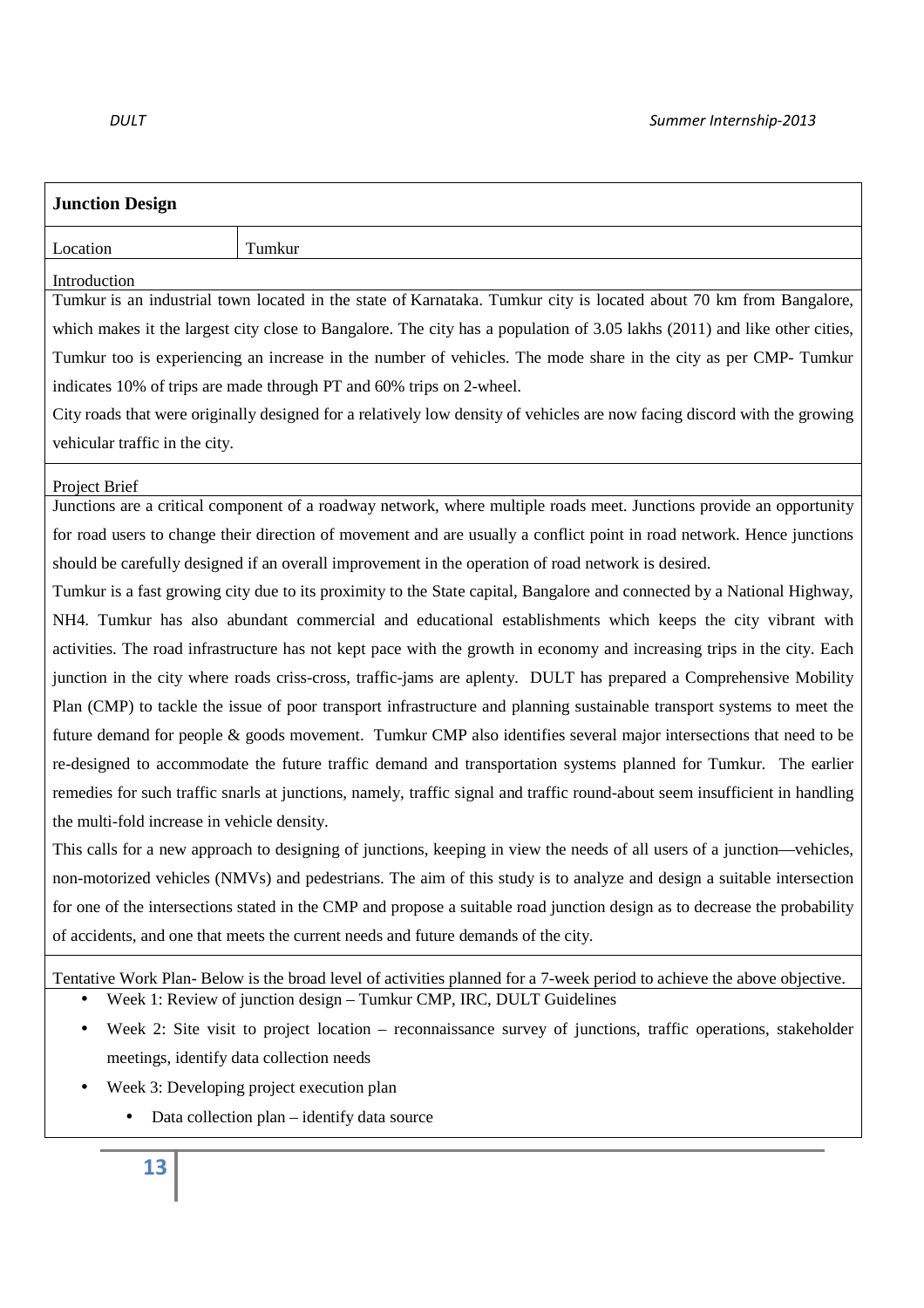## Junction Design

| Location | Tumkur |
|---|---|

Introduction

Tumkur is an industrial town located in the state of Karnataka. Tumkur city is located about 70 km from Bangalore, which makes it the largest city close to Bangalore. The city has a population of 3.05 lakhs (2011) and like other cities, Tumkur too is experiencing an increase in the number of vehicles. The mode share in the city as per CMP- Tumkur indicates 10% of trips are made through PT and 60% trips on 2-wheel.

City roads that were originally designed for a relatively low density of vehicles are now facing discord with the growing vehicular traffic in the city.

Project Brief

Junctions are a critical component of a roadway network, where multiple roads meet. Junctions provide an opportunity for road users to change their direction of movement and are usually a conflict point in road network. Hence junctions should be carefully designed if an overall improvement in the operation of road network is desired.

Tumkur is a fast growing city due to its proximity to the State capital, Bangalore and connected by a National Highway, NH4. Tumkur has also abundant commercial and educational establishments which keeps the city vibrant with activities. The road infrastructure has not kept pace with the growth in economy and increasing trips in the city. Each junction in the city where roads criss-cross, traffic-jams are aplenty. DULT has prepared a Comprehensive Mobility Plan (CMP) to tackle the issue of poor transport infrastructure and planning sustainable transport systems to meet the future demand for people & goods movement. Tumkur CMP also identifies several major intersections that need to be re-designed to accommodate the future traffic demand and transportation systems planned for Tumkur. The earlier remedies for such traffic snarls at junctions, namely, traffic signal and traffic round-about seem insufficient in handling the multi-fold increase in vehicle density.

This calls for a new approach to designing of junctions, keeping in view the needs of all users of a junction—vehicles, non-motorized vehicles (NMVs) and pedestrians. The aim of this study is to analyze and design a suitable intersection for one of the intersections stated in the CMP and propose a suitable road junction design as to decrease the probability of accidents, and one that meets the current needs and future demands of the city.

Tentative Work Plan- Below is the broad level of activities planned for a 7-week period to achieve the above objective.

- Week 1: Review of junction design – Tumkur CMP, IRC, DULT Guidelines
- Week 2: Site visit to project location – reconnaissance survey of junctions, traffic operations, stakeholder meetings, identify data collection needs
- Week 3: Developing project execution plan
  - Data collection plan – identify data source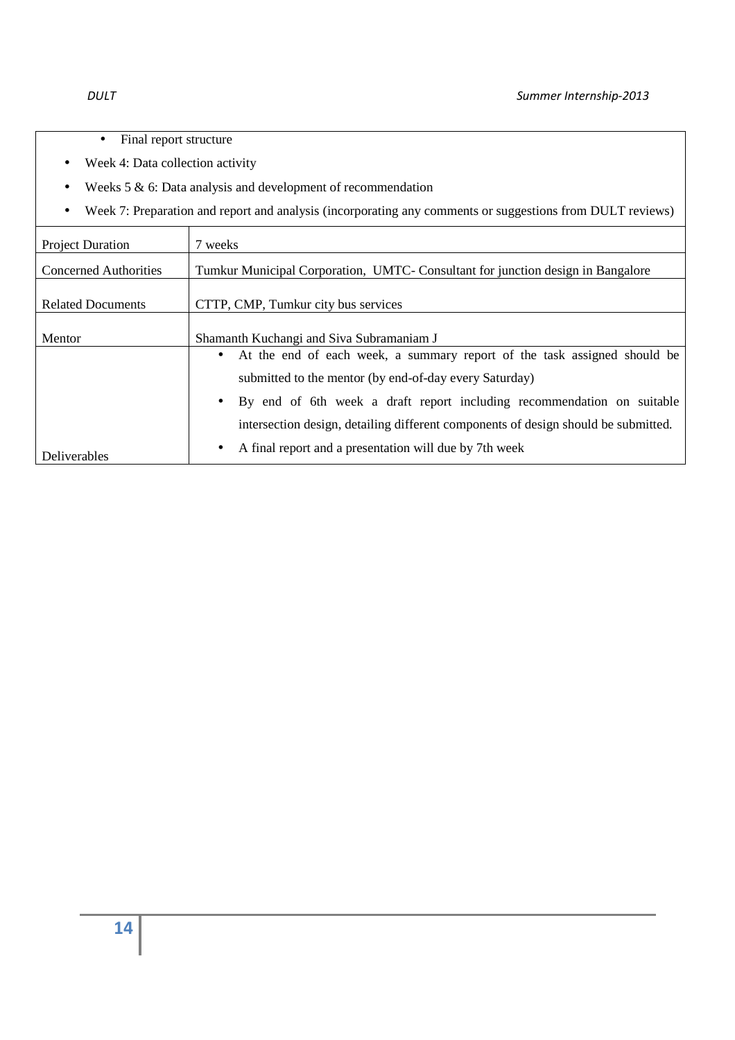| | |
|---|---|
| • Final report structure<br>• Week 4: Data collection activity<br>• Weeks 5 & 6: Data analysis and development of recommendation<br>• Week 7: Preparation and report and analysis (incorporating any comments or suggestions from DULT reviews) | |
| Project Duration | 7 weeks |
| Concerned Authorities | Tumkur Municipal Corporation, UMTC- Consultant for junction design in Bangalore |
| Related Documents | CTTP, CMP, Tumkur city bus services |
| Mentor | Shamanth Kuchangi and Siva Subramaniam J |
| Deliverables | • At the end of each week, a summary report of the task assigned should be submitted to the mentor (by end-of-day every Saturday)<br>• By end of 6th week a draft report including recommendation on suitable intersection design, detailing different components of design should be submitted.<br>• A final report and a presentation will due by 7th week |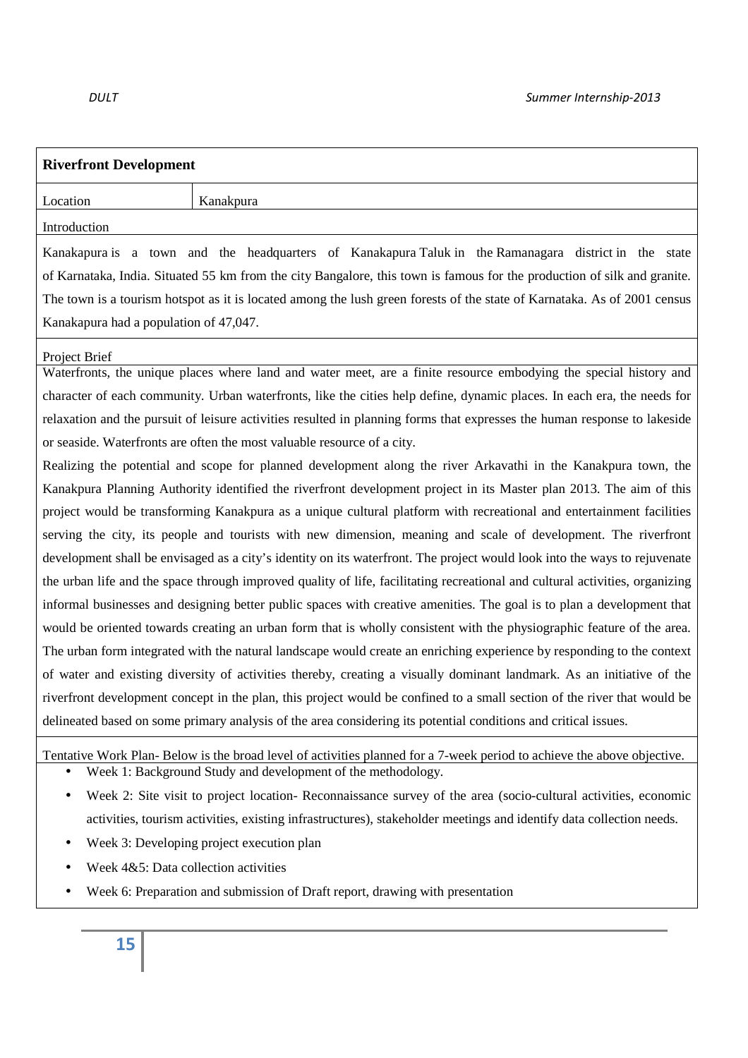## Riverfront Development

| Location | Kanakpura |
|---|---|

Introduction

Kanakapura is a town and the headquarters of Kanakapura Taluk in the Ramanagara district in the state of Karnataka, India. Situated 55 km from the city Bangalore, this town is famous for the production of silk and granite. The town is a tourism hotspot as it is located among the lush green forests of the state of Karnataka. As of 2001 census Kanakapura had a population of 47,047.

Project Brief

Waterfronts, the unique places where land and water meet, are a finite resource embodying the special history and character of each community. Urban waterfronts, like the cities help define, dynamic places. In each era, the needs for relaxation and the pursuit of leisure activities resulted in planning forms that expresses the human response to lakeside or seaside. Waterfronts are often the most valuable resource of a city.

Realizing the potential and scope for planned development along the river Arkavathi in the Kanakpura town, the Kanakpura Planning Authority identified the riverfront development project in its Master plan 2013. The aim of this project would be transforming Kanakpura as a unique cultural platform with recreational and entertainment facilities serving the city, its people and tourists with new dimension, meaning and scale of development. The riverfront development shall be envisaged as a city's identity on its waterfront. The project would look into the ways to rejuvenate the urban life and the space through improved quality of life, facilitating recreational and cultural activities, organizing informal businesses and designing better public spaces with creative amenities. The goal is to plan a development that would be oriented towards creating an urban form that is wholly consistent with the physiographic feature of the area. The urban form integrated with the natural landscape would create an enriching experience by responding to the context of water and existing diversity of activities thereby, creating a visually dominant landmark. As an initiative of the riverfront development concept in the plan, this project would be confined to a small section of the river that would be delineated based on some primary analysis of the area considering its potential conditions and critical issues.

Tentative Work Plan- Below is the broad level of activities planned for a 7-week period to achieve the above objective.

- Week 1: Background Study and development of the methodology.
- Week 2: Site visit to project location- Reconnaissance survey of the area (socio-cultural activities, economic activities, tourism activities, existing infrastructures), stakeholder meetings and identify data collection needs.
- Week 3: Developing project execution plan
- Week 4&5: Data collection activities
- Week 6: Preparation and submission of Draft report, drawing with presentation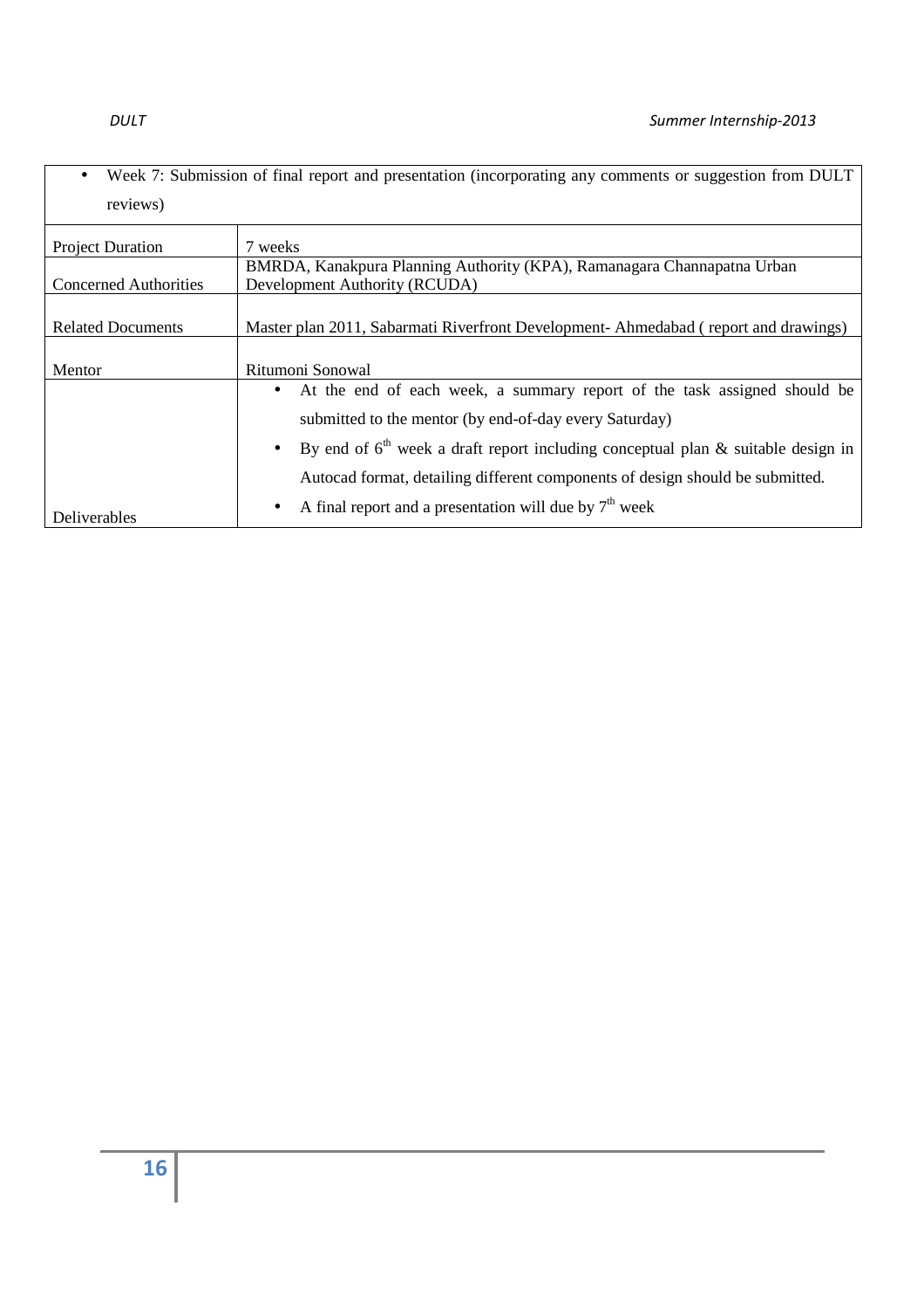- Week 7: Submission of final report and presentation (incorporating any comments or suggestion from DULT reviews)

| | |
|---|---|
| Project Duration | 7 weeks |
| Concerned Authorities | BMRDA, Kanakpura Planning Authority (KPA), Ramanagara Channapatna Urban Development Authority (RCUDA) |
| Related Documents | Master plan 2011, Sabarmati Riverfront Development- Ahmedabad ( report and drawings) |
| Mentor | Ritumoni Sonowal |
| Deliverables | • At the end of each week, a summary report of the task assigned should be submitted to the mentor (by end-of-day every Saturday)<br>• By end of 6th week a draft report including conceptual plan & suitable design in Autocad format, detailing different components of design should be submitted.<br>• A final report and a presentation will due by 7th week |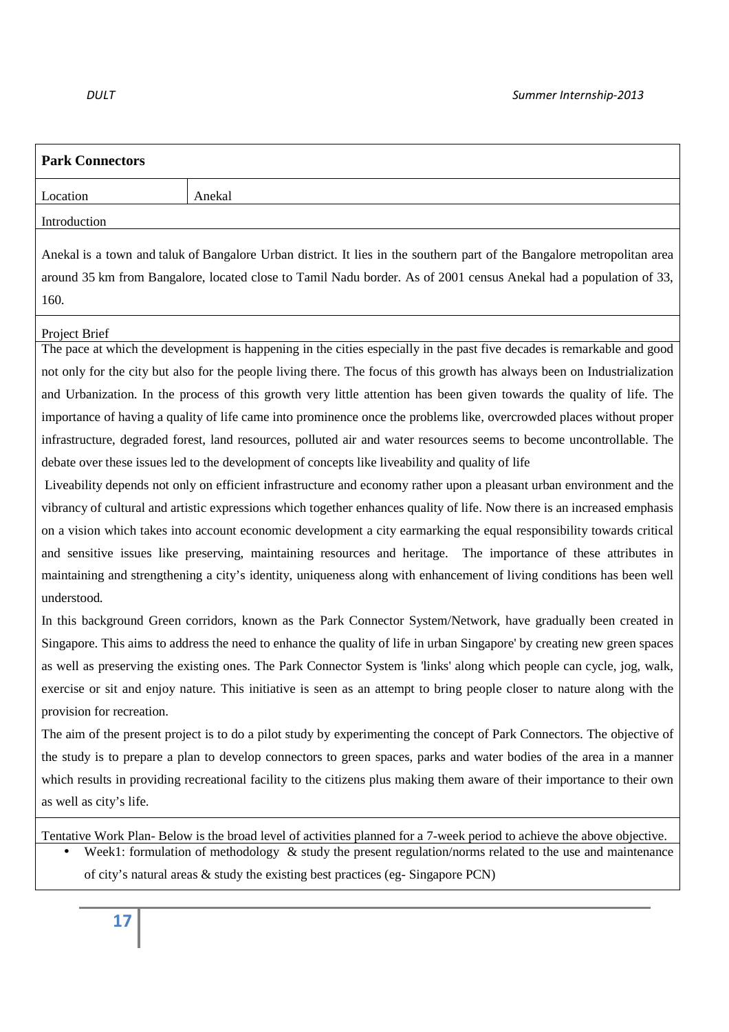**Park Connectors**

| Location | Anekal |
| --- | --- |

Introduction

Anekal is a town and taluk of Bangalore Urban district. It lies in the southern part of the Bangalore metropolitan area around 35 km from Bangalore, located close to Tamil Nadu border. As of 2001 census Anekal had a population of 33, 160.

Project Brief

The pace at which the development is happening in the cities especially in the past five decades is remarkable and good not only for the city but also for the people living there. The focus of this growth has always been on Industrialization and Urbanization. In the process of this growth very little attention has been given towards the quality of life. The importance of having a quality of life came into prominence once the problems like, overcrowded places without proper infrastructure, degraded forest, land resources, polluted air and water resources seems to become uncontrollable. The debate over these issues led to the development of concepts like liveability and quality of life

Liveability depends not only on efficient infrastructure and economy rather upon a pleasant urban environment and the vibrancy of cultural and artistic expressions which together enhances quality of life. Now there is an increased emphasis on a vision which takes into account economic development a city earmarking the equal responsibility towards critical and sensitive issues like preserving, maintaining resources and heritage. The importance of these attributes in maintaining and strengthening a city's identity, uniqueness along with enhancement of living conditions has been well understood.

In this background Green corridors, known as the Park Connector System/Network, have gradually been created in Singapore. This aims to address the need to enhance the quality of life in urban Singapore' by creating new green spaces as well as preserving the existing ones. The Park Connector System is 'links' along which people can cycle, jog, walk, exercise or sit and enjoy nature. This initiative is seen as an attempt to bring people closer to nature along with the provision for recreation.

The aim of the present project is to do a pilot study by experimenting the concept of Park Connectors. The objective of the study is to prepare a plan to develop connectors to green spaces, parks and water bodies of the area in a manner which results in providing recreational facility to the citizens plus making them aware of their importance to their own as well as city's life.

Tentative Work Plan- Below is the broad level of activities planned for a 7-week period to achieve the above objective.

- Week1: formulation of methodology & study the present regulation/norms related to the use and maintenance of city's natural areas & study the existing best practices (eg- Singapore PCN)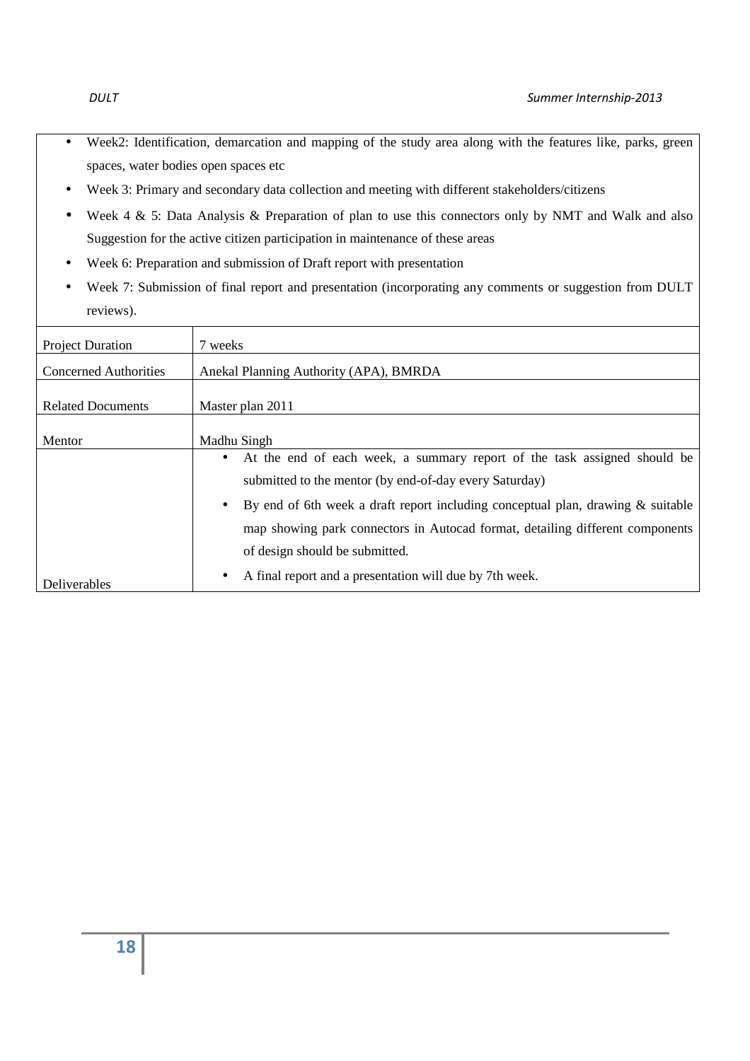- Week2: Identification, demarcation and mapping of the study area along with the features like, parks, green spaces, water bodies open spaces etc
- Week 3: Primary and secondary data collection and meeting with different stakeholders/citizens
- Week 4 & 5: Data Analysis & Preparation of plan to use this connectors only by NMT and Walk and also Suggestion for the active citizen participation in maintenance of these areas
- Week 6: Preparation and submission of Draft report with presentation
- Week 7: Submission of final report and presentation (incorporating any comments or suggestion from DULT reviews).

| | |
|---|---|
| Project Duration | 7 weeks |
| Concerned Authorities | Anekal Planning Authority (APA), BMRDA |
| Related Documents | Master plan 2011 |
| Mentor | Madhu Singh |
| Deliverables | • At the end of each week, a summary report of the task assigned should be submitted to the mentor (by end-of-day every Saturday)<br>• By end of 6th week a draft report including conceptual plan, drawing & suitable map showing park connectors in Autocad format, detailing different components of design should be submitted.<br>• A final report and a presentation will due by 7th week. |